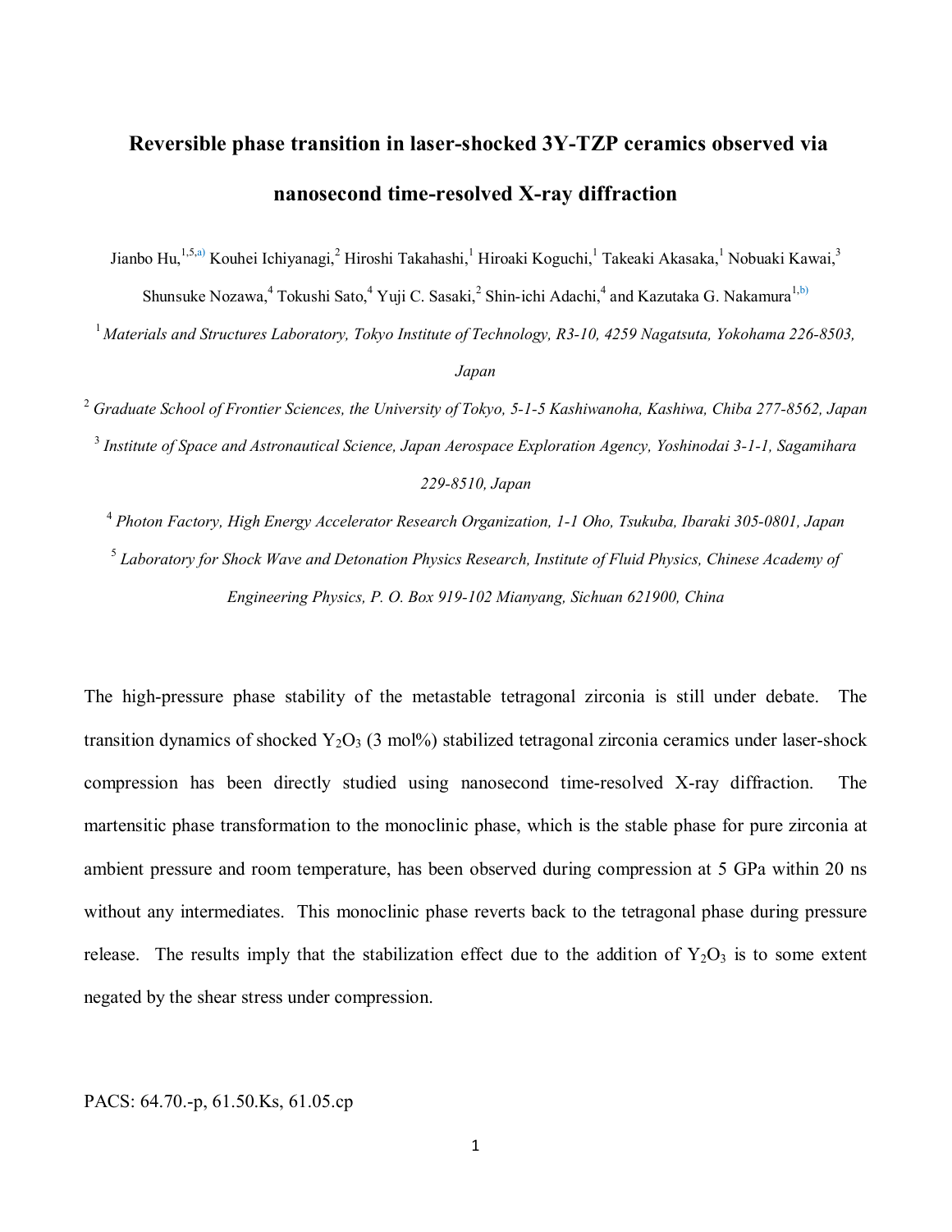# Reversible phase transition in laser-shocked 3Y-TZP ceramics observed via nanosecond time-resolved X-ray diffraction

Jianbo Hu,[1,5,a)] Kouhei Ichiyanagi,[2] Hiroshi Takahashi,[1] Hiroaki Koguchi,[1] Takeaki Akasaka,[1] Nobuaki Kawai,[3] Shunsuke Nozawa,[4] Tokushi Sato,[4] Yuji C. Sasaki,[2] Shin-ichi Adachi,[4] and Kazutaka G. Nakamura[1,b)]

[1] *Materials and Structures Laboratory, Tokyo Institute of Technology, R3-10, 4259 Nagatsuta, Yokohama 226-8503, Japan*

[2] *Graduate School of Frontier Sciences, the University of Tokyo, 5-1-5 Kashiwanoha, Kashiwa, Chiba 277-8562, Japan*

[3] *Institute of Space and Astronautical Science, Japan Aerospace Exploration Agency, Yoshinodai 3-1-1, Sagamihara 229-8510, Japan*

[4] *Photon Factory, High Energy Accelerator Research Organization, 1-1 Oho, Tsukuba, Ibaraki 305-0801, Japan*

[5] *Laboratory for Shock Wave and Detonation Physics Research, Institute of Fluid Physics, Chinese Academy of Engineering Physics, P. O. Box 919-102 Mianyang, Sichuan 621900, China*

The high-pressure phase stability of the metastable tetragonal zirconia is still under debate. The transition dynamics of shocked $Y_2O_3$ (3 mol%) stabilized tetragonal zirconia ceramics under laser-shock compression has been directly studied using nanosecond time-resolved X-ray diffraction. The martensitic phase transformation to the monoclinic phase, which is the stable phase for pure zirconia at ambient pressure and room temperature, has been observed during compression at 5 GPa within 20 ns without any intermediates. This monoclinic phase reverts back to the tetragonal phase during pressure release. The results imply that the stabilization effect due to the addition of $Y_2O_3$ is to some extent negated by the shear stress under compression.

PACS: 64.70.-p, 61.50.Ks, 61.05.cp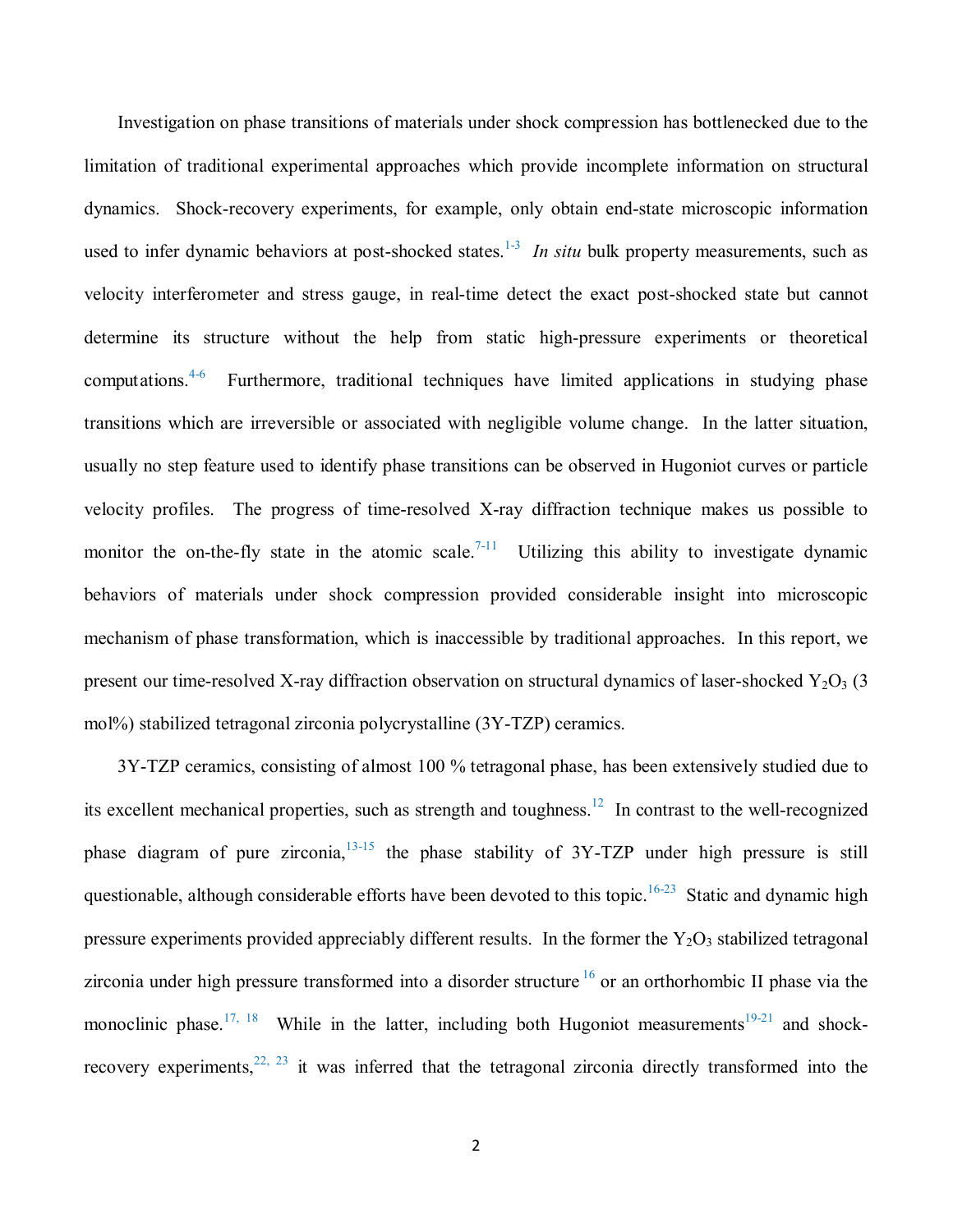Investigation on phase transitions of materials under shock compression has bottlenecked due to the limitation of traditional experimental approaches which provide incomplete information on structural dynamics. Shock-recovery experiments, for example, only obtain end-state microscopic information used to infer dynamic behaviors at post-shocked states.[1-3] *In situ* bulk property measurements, such as velocity interferometer and stress gauge, in real-time detect the exact post-shocked state but cannot determine its structure without the help from static high-pressure experiments or theoretical computations.[4-6] Furthermore, traditional techniques have limited applications in studying phase transitions which are irreversible or associated with negligible volume change. In the latter situation, usually no step feature used to identify phase transitions can be observed in Hugoniot curves or particle velocity profiles. The progress of time-resolved X-ray diffraction technique makes us possible to monitor the on-the-fly state in the atomic scale.[7-11] Utilizing this ability to investigate dynamic behaviors of materials under shock compression provided considerable insight into microscopic mechanism of phase transformation, which is inaccessible by traditional approaches. In this report, we present our time-resolved X-ray diffraction observation on structural dynamics of laser-shocked $Y_2O_3$ (3 mol%) stabilized tetragonal zirconia polycrystalline (3Y-TZP) ceramics.

3Y-TZP ceramics, consisting of almost 100 % tetragonal phase, has been extensively studied due to its excellent mechanical properties, such as strength and toughness.[12] In contrast to the well-recognized phase diagram of pure zirconia,[13-15] the phase stability of 3Y-TZP under high pressure is still questionable, although considerable efforts have been devoted to this topic.[16-23] Static and dynamic high pressure experiments provided appreciably different results. In the former the $Y_2O_3$ stabilized tetragonal zirconia under high pressure transformed into a disorder structure[16] or an orthorhombic II phase via the monoclinic phase.[17, 18] While in the latter, including both Hugoniot measurements[19-21] and shock-recovery experiments,[22, 23] it was inferred that the tetragonal zirconia directly transformed into the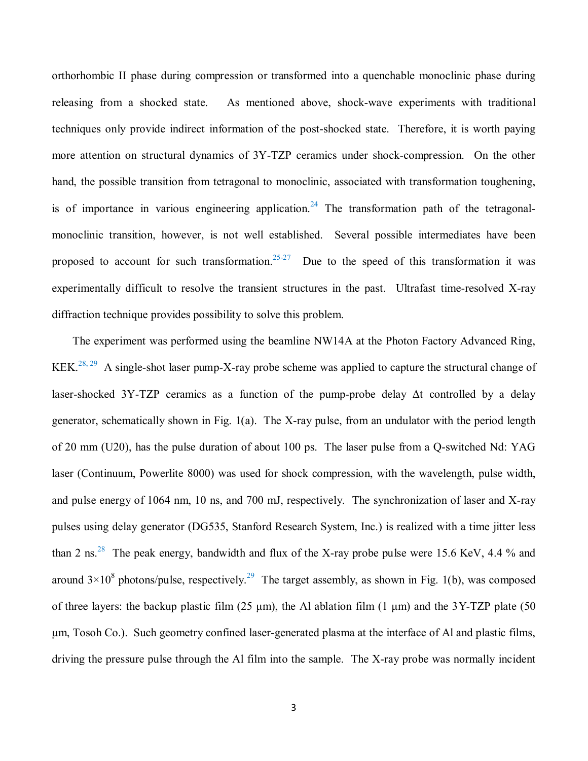orthorhombic II phase during compression or transformed into a quenchable monoclinic phase during releasing from a shocked state. As mentioned above, shock-wave experiments with traditional techniques only provide indirect information of the post-shocked state. Therefore, it is worth paying more attention on structural dynamics of 3Y-TZP ceramics under shock-compression. On the other hand, the possible transition from tetragonal to monoclinic, associated with transformation toughening, is of importance in various engineering application.[24] The transformation path of the tetragonal-monoclinic transition, however, is not well established. Several possible intermediates have been proposed to account for such transformation.[25-27] Due to the speed of this transformation it was experimentally difficult to resolve the transient structures in the past. Ultrafast time-resolved X-ray diffraction technique provides possibility to solve this problem.

The experiment was performed using the beamline NW14A at the Photon Factory Advanced Ring, KEK.[28, 29] A single-shot laser pump-X-ray probe scheme was applied to capture the structural change of laser-shocked 3Y-TZP ceramics as a function of the pump-probe delay Δt controlled by a delay generator, schematically shown in Fig. 1(a). The X-ray pulse, from an undulator with the period length of 20 mm (U20), has the pulse duration of about 100 ps. The laser pulse from a Q-switched Nd: YAG laser (Continuum, Powerlite 8000) was used for shock compression, with the wavelength, pulse width, and pulse energy of 1064 nm, 10 ns, and 700 mJ, respectively. The synchronization of laser and X-ray pulses using delay generator (DG535, Stanford Research System, Inc.) is realized with a time jitter less than 2 ns.[28] The peak energy, bandwidth and flux of the X-ray probe pulse were 15.6 KeV, 4.4 % and around $3\times10^{8}$ photons/pulse, respectively.[29] The target assembly, as shown in Fig. 1(b), was composed of three layers: the backup plastic film (25 μm), the Al ablation film (1 μm) and the 3Y-TZP plate (50 μm, Tosoh Co.). Such geometry confined laser-generated plasma at the interface of Al and plastic films, driving the pressure pulse through the Al film into the sample. The X-ray probe was normally incident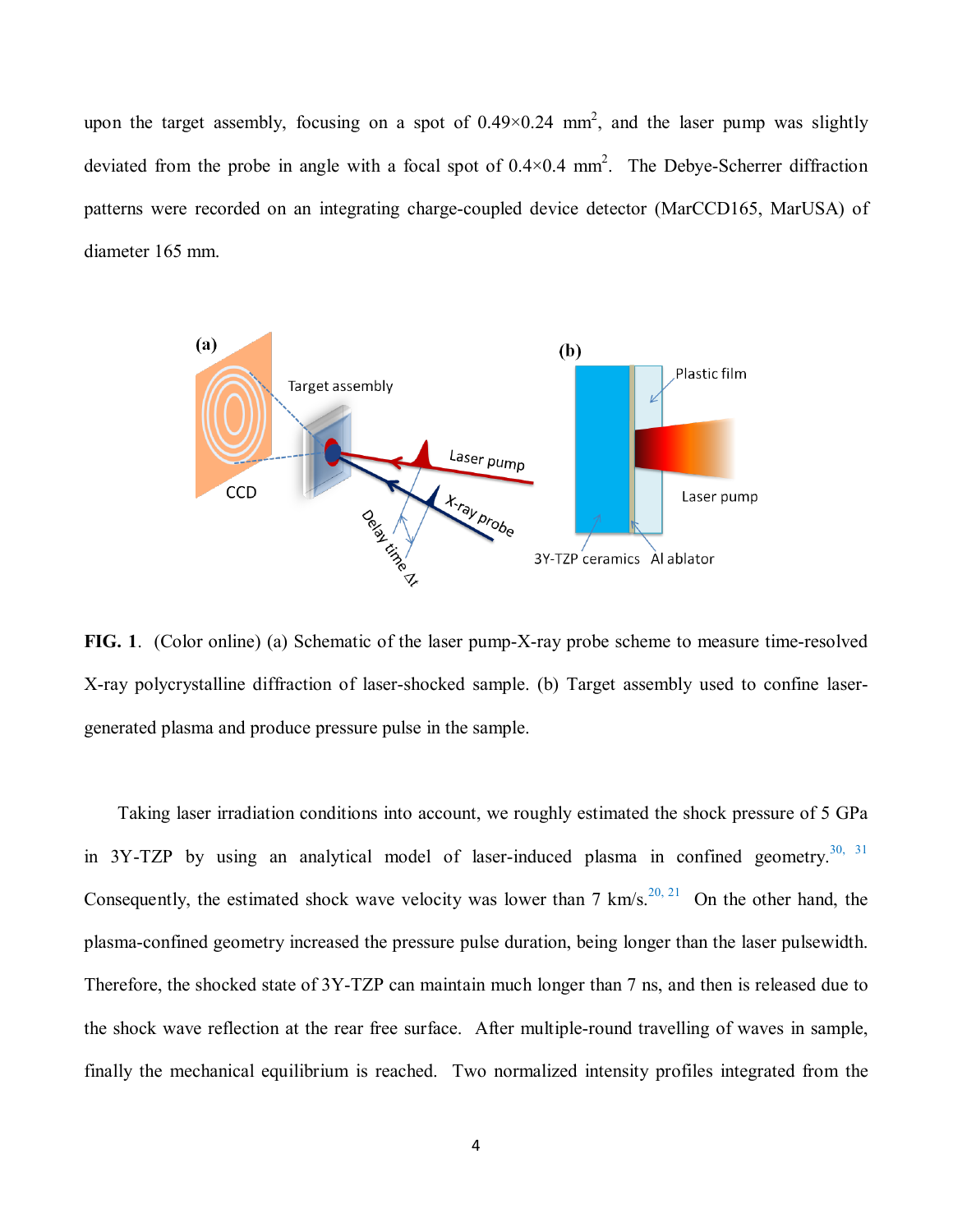upon the target assembly, focusing on a spot of 0.49×0.24 $mm^2$, and the laser pump was slightly deviated from the probe in angle with a focal spot of 0.4×0.4 $mm^2$. The Debye-Scherrer diffraction patterns were recorded on an integrating charge-coupled device detector (MarCCD165, MarUSA) of diameter 165 mm.

**FIG. 1**. (Color online) (a) Schematic of the laser pump-X-ray probe scheme to measure time-resolved X-ray polycrystalline diffraction of laser-shocked sample. (b) Target assembly used to confine laser-generated plasma and produce pressure pulse in the sample.

Taking laser irradiation conditions into account, we roughly estimated the shock pressure of 5 GPa in 3Y-TZP by using an analytical model of laser-induced plasma in confined geometry.[30, 31] Consequently, the estimated shock wave velocity was lower than 7 km/s.[20, 21] On the other hand, the plasma-confined geometry increased the pressure pulse duration, being longer than the laser pulsewidth. Therefore, the shocked state of 3Y-TZP can maintain much longer than 7 ns, and then is released due to the shock wave reflection at the rear free surface. After multiple-round travelling of waves in sample, finally the mechanical equilibrium is reached. Two normalized intensity profiles integrated from the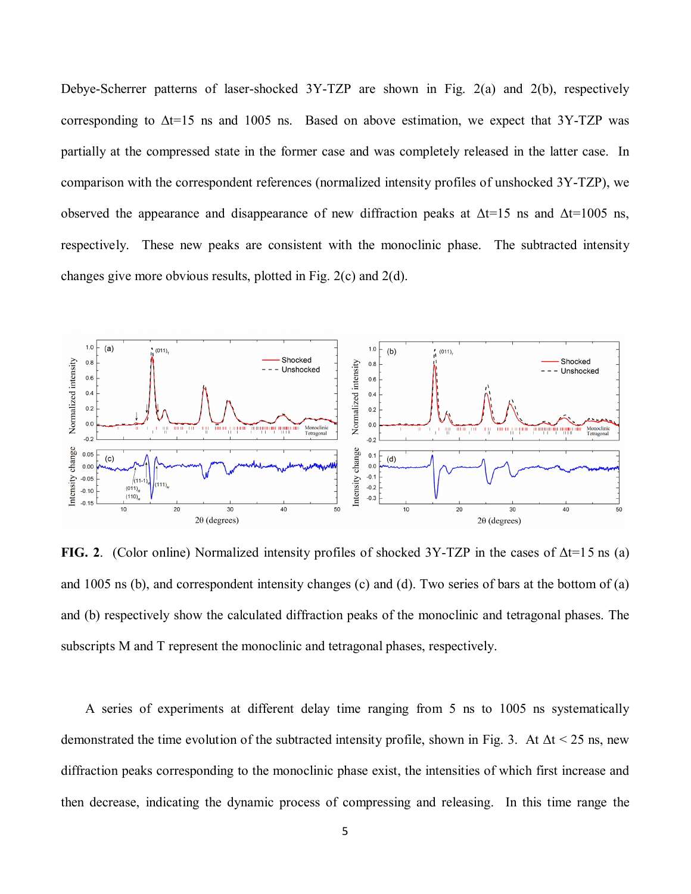Debye-Scherrer patterns of laser-shocked 3Y-TZP are shown in Fig. 2(a) and 2(b), respectively corresponding to $\Delta t$=15 ns and 1005 ns. Based on above estimation, we expect that 3Y-TZP was partially at the compressed state in the former case and was completely released in the latter case. In comparison with the correspondent references (normalized intensity profiles of unshocked 3Y-TZP), we observed the appearance and disappearance of new diffraction peaks at $\Delta t$=15 ns and $\Delta t$=1005 ns, respectively. These new peaks are consistent with the monoclinic phase. The subtracted intensity changes give more obvious results, plotted in Fig. 2(c) and 2(d).

**FIG. 2**. (Color online) Normalized intensity profiles of shocked 3Y-TZP in the cases of $\Delta t$=15 ns (a) and 1005 ns (b), and correspondent intensity changes (c) and (d). Two series of bars at the bottom of (a) and (b) respectively show the calculated diffraction peaks of the monoclinic and tetragonal phases. The subscripts M and T represent the monoclinic and tetragonal phases, respectively.

A series of experiments at different delay time ranging from 5 ns to 1005 ns systematically demonstrated the time evolution of the subtracted intensity profile, shown in Fig. 3. At $\Delta t$ < 25 ns, new diffraction peaks corresponding to the monoclinic phase exist, the intensities of which first increase and then decrease, indicating the dynamic process of compressing and releasing. In this time range the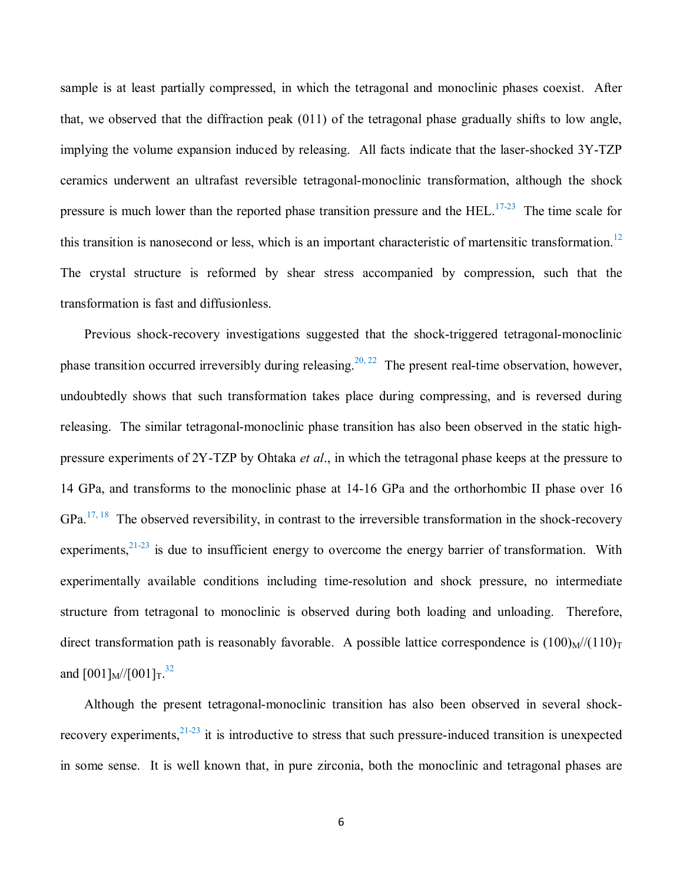sample is at least partially compressed, in which the tetragonal and monoclinic phases coexist. After that, we observed that the diffraction peak (011) of the tetragonal phase gradually shifts to low angle, implying the volume expansion induced by releasing. All facts indicate that the laser-shocked 3Y-TZP ceramics underwent an ultrafast reversible tetragonal-monoclinic transformation, although the shock pressure is much lower than the reported phase transition pressure and the HEL.[17-23] The time scale for this transition is nanosecond or less, which is an important characteristic of martensitic transformation.[12] The crystal structure is reformed by shear stress accompanied by compression, such that the transformation is fast and diffusionless.

Previous shock-recovery investigations suggested that the shock-triggered tetragonal-monoclinic phase transition occurred irreversibly during releasing.[20, 22] The present real-time observation, however, undoubtedly shows that such transformation takes place during compressing, and is reversed during releasing. The similar tetragonal-monoclinic phase transition has also been observed in the static high-pressure experiments of 2Y-TZP by Ohtaka *et al*., in which the tetragonal phase keeps at the pressure to 14 GPa, and transforms to the monoclinic phase at 14-16 GPa and the orthorhombic II phase over 16 GPa.[17, 18] The observed reversibility, in contrast to the irreversible transformation in the shock-recovery experiments,[21-23] is due to insufficient energy to overcome the energy barrier of transformation. With experimentally available conditions including time-resolution and shock pressure, no intermediate structure from tetragonal to monoclinic is observed during both loading and unloading. Therefore, direct transformation path is reasonably favorable. A possible lattice correspondence is $(100)_M//(110)_T$ and $[001]_M//[001]_T$.[32]

Although the present tetragonal-monoclinic transition has also been observed in several shock-recovery experiments,[21-23] it is introductive to stress that such pressure-induced transition is unexpected in some sense. It is well known that, in pure zirconia, both the monoclinic and tetragonal phases are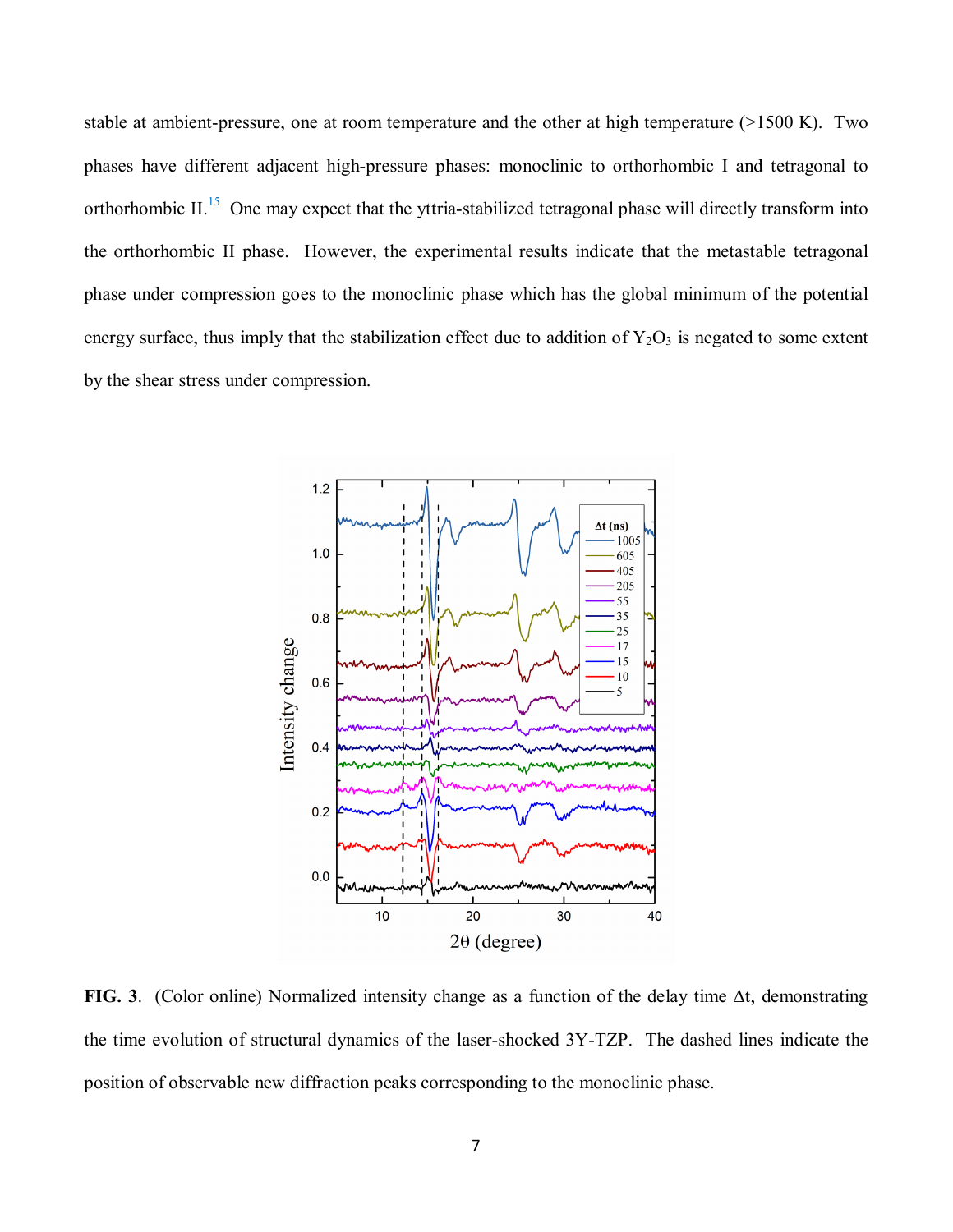stable at ambient-pressure, one at room temperature and the other at high temperature (>1500 K). Two phases have different adjacent high-pressure phases: monoclinic to orthorhombic I and tetragonal to orthorhombic II.[15] One may expect that the yttria-stabilized tetragonal phase will directly transform into the orthorhombic II phase. However, the experimental results indicate that the metastable tetragonal phase under compression goes to the monoclinic phase which has the global minimum of the potential energy surface, thus imply that the stabilization effect due to addition of $Y_2O_3$ is negated to some extent by the shear stress under compression.

**FIG. 3**. (Color online) Normalized intensity change as a function of the delay time Δt, demonstrating the time evolution of structural dynamics of the laser-shocked 3Y-TZP. The dashed lines indicate the position of observable new diffraction peaks corresponding to the monoclinic phase.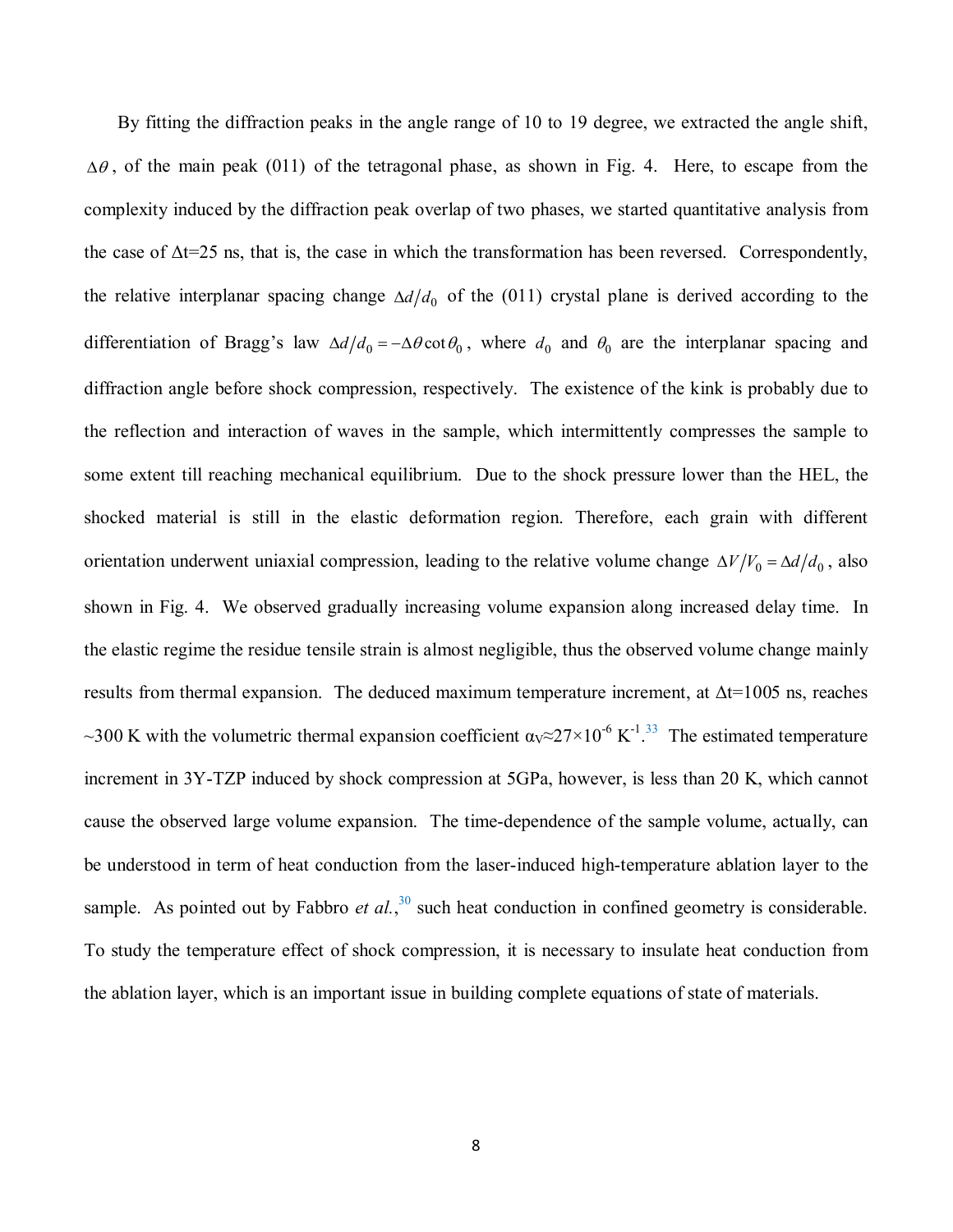By fitting the diffraction peaks in the angle range of 10 to 19 degree, we extracted the angle shift, $\Delta\theta$, of the main peak (011) of the tetragonal phase, as shown in Fig. 4. Here, to escape from the complexity induced by the diffraction peak overlap of two phases, we started quantitative analysis from the case of Δt=25 ns, that is, the case in which the transformation has been reversed. Correspondingly, the relative interplanar spacing change $\Delta d/d_0$ of the (011) crystal plane is derived according to the differentiation of Bragg's law $\Delta d/d_0 = -\Delta\theta \cot\theta_0$, where $d_0$ and $\theta_0$ are the interplanar spacing and diffraction angle before shock compression, respectively. The existence of the kink is probably due to the reflection and interaction of waves in the sample, which intermittently compresses the sample to some extent till reaching mechanical equilibrium. Due to the shock pressure lower than the HEL, the shocked material is still in the elastic deformation region. Therefore, each grain with different orientation underwent uniaxial compression, leading to the relative volume change $\Delta V/V_0 = \Delta d/d_0$, also shown in Fig. 4. We observed gradually increasing volume expansion along increased delay time. In the elastic regime the residue tensile strain is almost negligible, thus the observed volume change mainly results from thermal expansion. The deduced maximum temperature increment, at Δt=1005 ns, reaches ~300 K with the volumetric thermal expansion coefficient $\alpha_V \approx 27\times10^{-6}$ $K^{-1}$.[33] The estimated temperature increment in 3Y-TZP induced by shock compression at 5GPa, however, is less than 20 K, which cannot cause the observed large volume expansion. The time-dependence of the sample volume, actually, can be understood in term of heat conduction from the laser-induced high-temperature ablation layer to the sample. As pointed out by Fabbro *et al.*,[30] such heat conduction in confined geometry is considerable. To study the temperature effect of shock compression, it is necessary to insulate heat conduction from the ablation layer, which is an important issue in building complete equations of state of materials.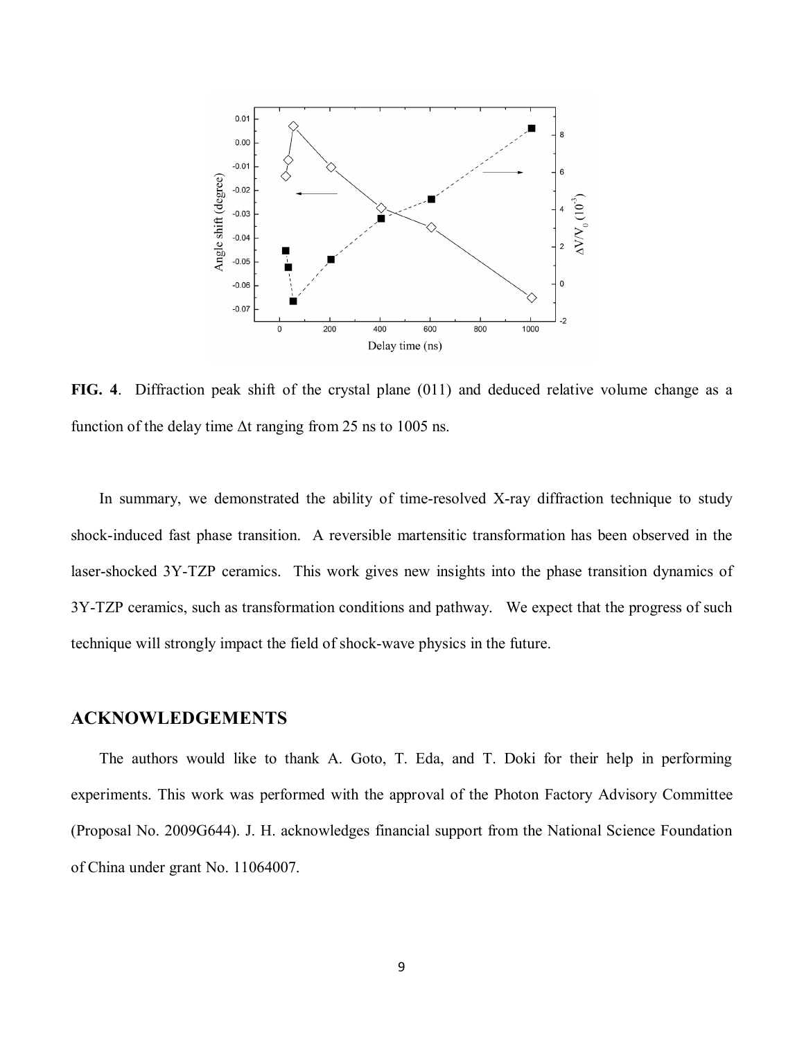**FIG. 4**. Diffraction peak shift of the crystal plane (011) and deduced relative volume change as a function of the delay time Δt ranging from 25 ns to 1005 ns.

In summary, we demonstrated the ability of time-resolved X-ray diffraction technique to study shock-induced fast phase transition. A reversible martensitic transformation has been observed in the laser-shocked 3Y-TZP ceramics. This work gives new insights into the phase transition dynamics of 3Y-TZP ceramics, such as transformation conditions and pathway. We expect that the progress of such technique will strongly impact the field of shock-wave physics in the future.

## ACKNOWLEDGEMENTS

The authors would like to thank A. Goto, T. Eda, and T. Doki for their help in performing experiments. This work was performed with the approval of the Photon Factory Advisory Committee (Proposal No. 2009G644). J. H. acknowledges financial support from the National Science Foundation of China under grant No. 11064007.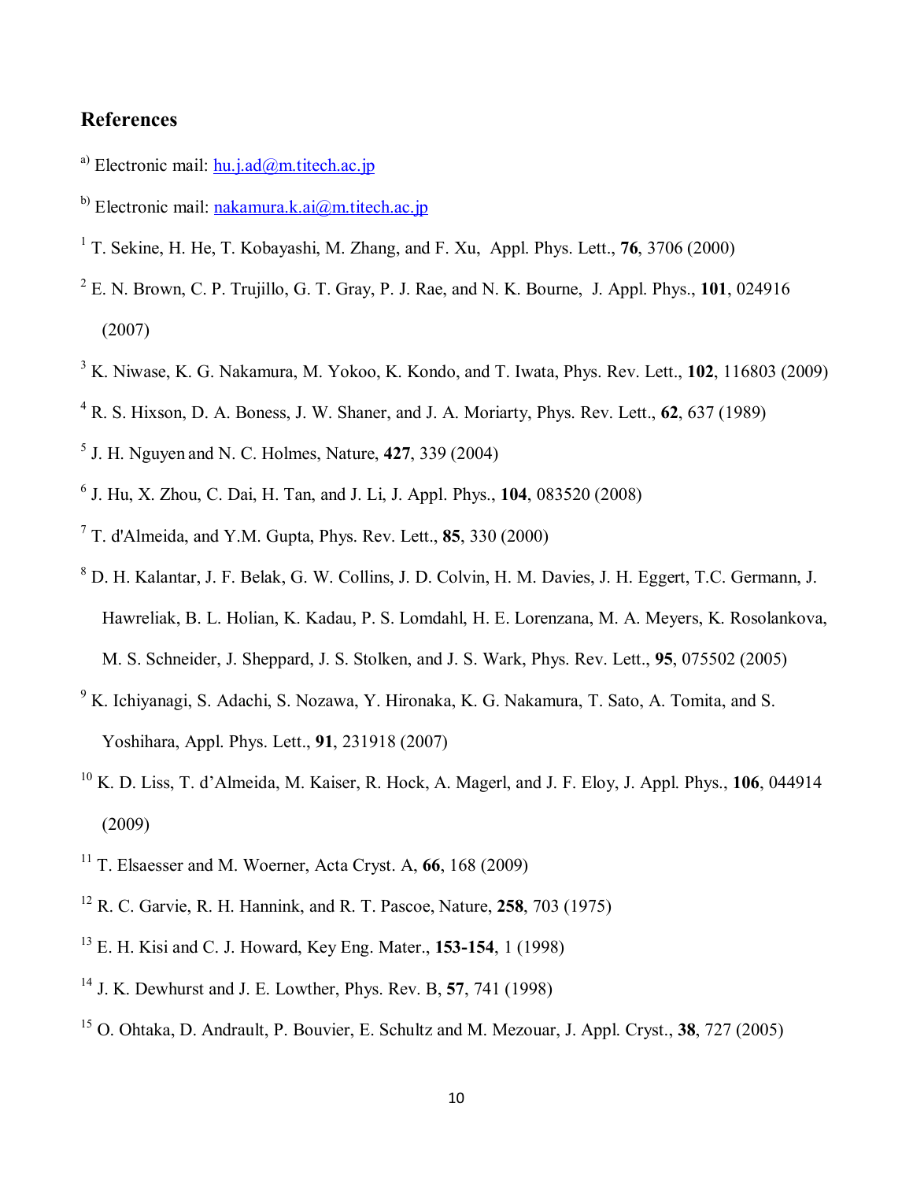## References

[a] Electronic mail: hu.j.ad@m.titech.ac.jp

[b] Electronic mail: nakamura.k.ai@m.titech.ac.jp

[1] T. Sekine, H. He, T. Kobayashi, M. Zhang, and F. Xu, Appl. Phys. Lett., **76**, 3706 (2000)

[2] E. N. Brown, C. P. Trujillo, G. T. Gray, P. J. Rae, and N. K. Bourne, J. Appl. Phys., **101**, 024916 (2007)

[3] K. Niwase, K. G. Nakamura, M. Yokoo, K. Kondo, and T. Iwata, Phys. Rev. Lett., **102**, 116803 (2009)

[4] R. S. Hixson, D. A. Boness, J. W. Shaner, and J. A. Moriarty, Phys. Rev. Lett., **62**, 637 (1989)

[5] J. H. Nguyen and N. C. Holmes, Nature, **427**, 339 (2004)

[6] J. Hu, X. Zhou, C. Dai, H. Tan, and J. Li, J. Appl. Phys., **104**, 083520 (2008)

[7] T. d'Almeida, and Y.M. Gupta, Phys. Rev. Lett., **85**, 330 (2000)

[8] D. H. Kalantar, J. F. Belak, G. W. Collins, J. D. Colvin, H. M. Davies, J. H. Eggert, T.C. Germann, J. Hawreliak, B. L. Holian, K. Kadau, P. S. Lomdahl, H. E. Lorenzana, M. A. Meyers, K. Rosolankova, M. S. Schneider, J. Sheppard, J. S. Stolken, and J. S. Wark, Phys. Rev. Lett., **95**, 075502 (2005)

[9] K. Ichiyanagi, S. Adachi, S. Nozawa, Y. Hironaka, K. G. Nakamura, T. Sato, A. Tomita, and S. Yoshihara, Appl. Phys. Lett., **91**, 231918 (2007)

[10] K. D. Liss, T. d'Almeida, M. Kaiser, R. Hock, A. Magerl, and J. F. Eloy, J. Appl. Phys., **106**, 044914 (2009)

[11] T. Elsaesser and M. Woerner, Acta Cryst. A, **66**, 168 (2009)

[12] R. C. Garvie, R. H. Hannink, and R. T. Pascoe, Nature, **258**, 703 (1975)

[13] E. H. Kisi and C. J. Howard, Key Eng. Mater., **153-154**, 1 (1998)

[14] J. K. Dewhurst and J. E. Lowther, Phys. Rev. B, **57**, 741 (1998)

[15] O. Ohtaka, D. Andrault, P. Bouvier, E. Schultz and M. Mezouar, J. Appl. Cryst., **38**, 727 (2005)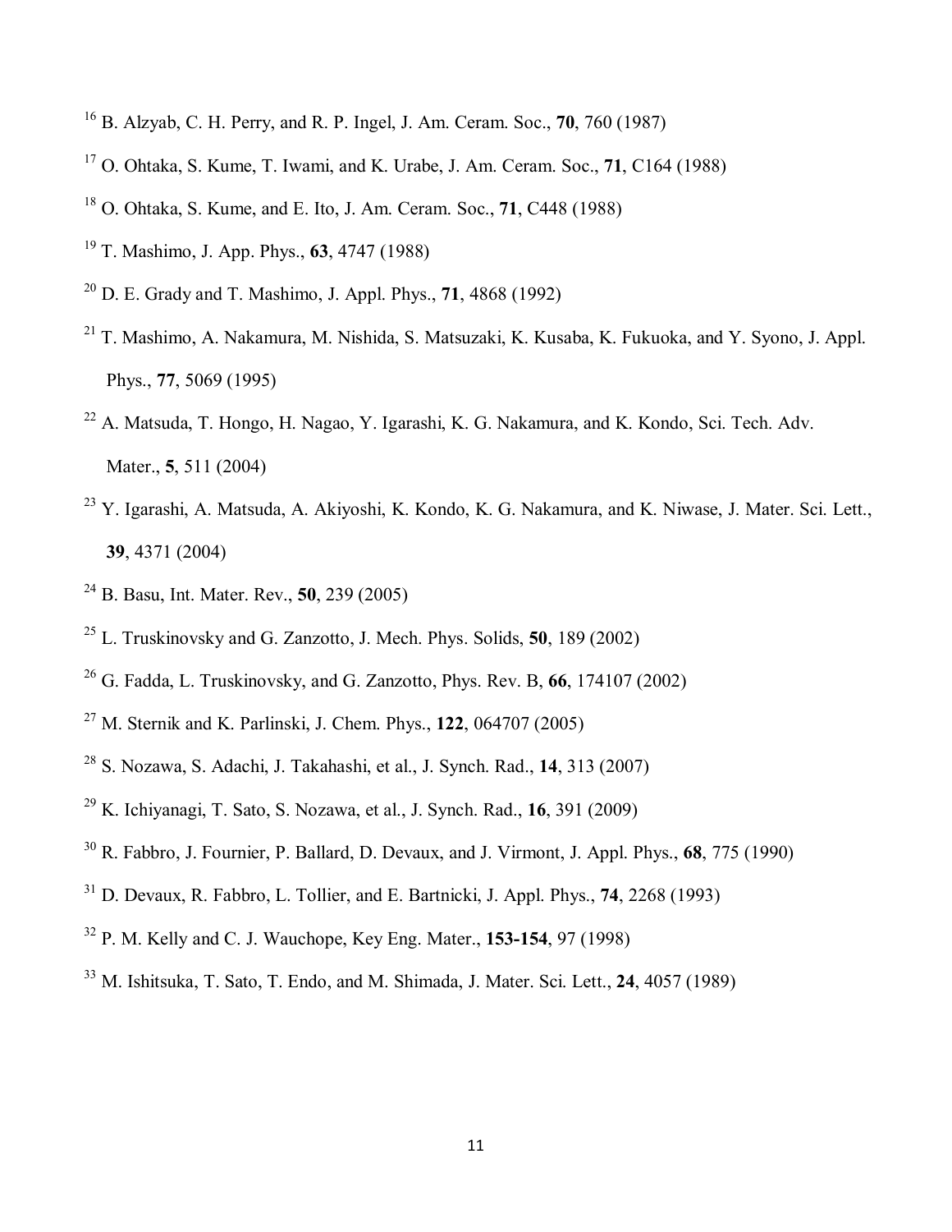[16] B. Alzyab, C. H. Perry, and R. P. Ingel, J. Am. Ceram. Soc., **70**, 760 (1987)

[17] O. Ohtaka, S. Kume, T. Iwami, and K. Urabe, J. Am. Ceram. Soc., **71**, C164 (1988)

[18] O. Ohtaka, S. Kume, and E. Ito, J. Am. Ceram. Soc., **71**, C448 (1988)

[19] T. Mashimo, J. App. Phys., **63**, 4747 (1988)

[20] D. E. Grady and T. Mashimo, J. Appl. Phys., **71**, 4868 (1992)

[21] T. Mashimo, A. Nakamura, M. Nishida, S. Matsuzaki, K. Kusaba, K. Fukuoka, and Y. Syono, J. Appl. Phys., **77**, 5069 (1995)

[22] A. Matsuda, T. Hongo, H. Nagao, Y. Igarashi, K. G. Nakamura, and K. Kondo, Sci. Tech. Adv. Mater., **5**, 511 (2004)

[23] Y. Igarashi, A. Matsuda, A. Akiyoshi, K. Kondo, K. G. Nakamura, and K. Niwase, J. Mater. Sci. Lett., **39**, 4371 (2004)

[24] B. Basu, Int. Mater. Rev., **50**, 239 (2005)

[25] L. Truskinovsky and G. Zanzotto, J. Mech. Phys. Solids, **50**, 189 (2002)

[26] G. Fadda, L. Truskinovsky, and G. Zanzotto, Phys. Rev. B, **66**, 174107 (2002)

[27] M. Sternik and K. Parlinski, J. Chem. Phys., **122**, 064707 (2005)

[28] S. Nozawa, S. Adachi, J. Takahashi, et al., J. Synch. Rad., **14**, 313 (2007)

[29] K. Ichiyanagi, T. Sato, S. Nozawa, et al., J. Synch. Rad., **16**, 391 (2009)

[30] R. Fabbro, J. Fournier, P. Ballard, D. Devaux, and J. Virmont, J. Appl. Phys., **68**, 775 (1990)

[31] D. Devaux, R. Fabbro, L. Tollier, and E. Bartnicki, J. Appl. Phys., **74**, 2268 (1993)

[32] P. M. Kelly and C. J. Wauchope, Key Eng. Mater., **153-154**, 97 (1998)

[33] M. Ishitsuka, T. Sato, T. Endo, and M. Shimada, J. Mater. Sci. Lett., **24**, 4057 (1989)